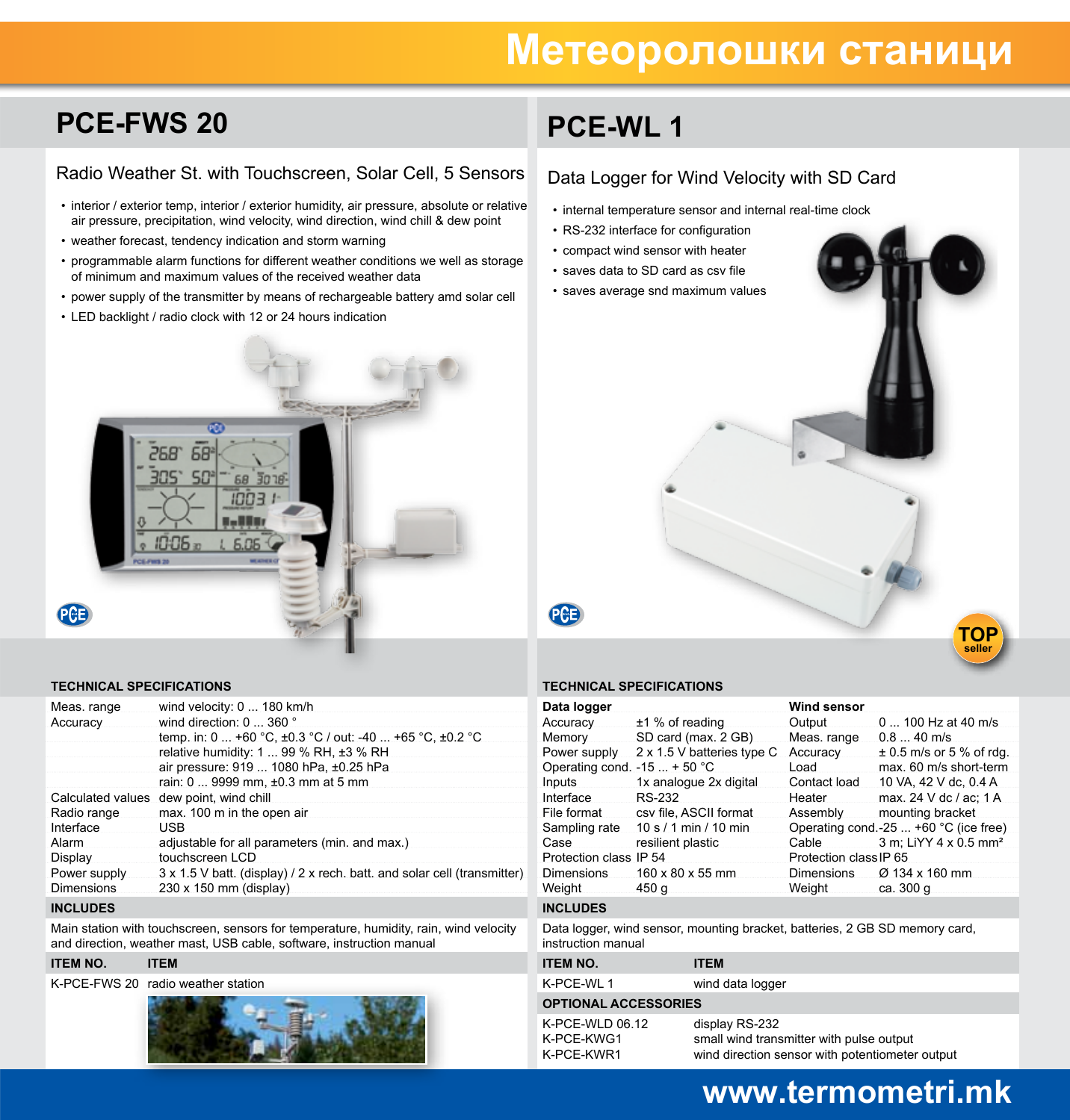# Метеоролошки станици

## PCE-FWS 20

### Radio Weather St. with Touchscreen, Solar Cell, 5 Sensors

- interior / exterior temp, interior / exterior humidity, air pressure, absolute or relative air pressure, precipitation, wind velocity, wind direction, wind chill & dew point
- weather forecast, tendency indication and storm warning
- programmable alarm functions for different weather conditions we well as storage of minimum and maximum values of the received weather data
- power supply of the transmitter by means of rechargeable battery amd solar cell
- LED backlight / radio clock with 12 or 24 hours indication

**TECHNICAL SPECIFICATIONS**

| | |
|---|---|
| Meas. range | wind velocity: 0 ... 180 km/h |
| Accuracy | wind direction: 0 ... 360 ° |
| | temp. in: 0 ... +60 °C, ±0.3 °C / out: -40 ... +65 °C, ±0.2 °C |
| | relative humidity: 1 ... 99 % RH, ±3 % RH |
| | air pressure: 919 ... 1080 hPa, ±0.25 hPa |
| | rain: 0 ... 9999 mm, ±0.3 mm at 5 mm |
| Calculated values | dew point, wind chill |
| Radio range | max. 100 m in the open air |
| Interface | USB |
| Alarm | adjustable for all parameters (min. and max.) |
| Display | touchscreen LCD |
| Power supply | 3 x 1.5 V batt. (display) / 2 x rech. batt. and solar cell (transmitter) |
| Dimensions | 230 x 150 mm (display) |

**INCLUDES**

Main station with touchscreen, sensors for temperature, humidity, rain, wind velocity and direction, weather mast, USB cable, software, instruction manual

| ITEM NO. | ITEM |
|---|---|
| K-PCE-FWS 20 | radio weather station |

## PCE-WL 1

### Data Logger for Wind Velocity with SD Card

- internal temperature sensor and internal real-time clock
- RS-232 interface for configuration
- compact wind sensor with heater
- saves data to SD card as csv file
- saves average snd maximum values

TOP seller

**TECHNICAL SPECIFICATIONS**

| Data logger | | Wind sensor | |
|---|---|---|---|
| Accuracy | ±1 % of reading | Output | 0 ... 100 Hz at 40 m/s |
| Memory | SD card (max. 2 GB) | Meas. range | 0.8 ... 40 m/s |
| Power supply | 2 x 1.5 V batteries type C | Accuracy | ± 0.5 m/s or 5 % of rdg. |
| Operating cond. | -15 ... + 50 °C | Load | max. 60 m/s short-term |
| Inputs | 1x analogue 2x digital | Contact load | 10 VA, 42 V dc, 0.4 A |
| Interface | RS-232 | Heater | max. 24 V dc / ac; 1 A |
| File format | csv file, ASCII format | Assembly | mounting bracket |
| Sampling rate | 10 s / 1 min / 10 min | Operating cond. | -25 ... +60 °C (ice free) |
| Case | resilient plastic | Cable | 3 m; LiYY 4 x 0.5 mm² |
| Protection class | IP 54 | Protection class | IP 65 |
| Dimensions | 160 x 80 x 55 mm | Dimensions | Ø 134 x 160 mm |
| Weight | 450 g | Weight | ca. 300 g |

**INCLUDES**

Data logger, wind sensor, mounting bracket, batteries, 2 GB SD memory card, instruction manual

| ITEM NO. | ITEM |
|---|---|
| K-PCE-WL 1 | wind data logger |

**OPTIONAL ACCESSORIES**

| | |
|---|---|
| K-PCE-WLD 06.12 | display RS-232 |
| K-PCE-KWG1 | small wind transmitter with pulse output |
| K-PCE-KWR1 | wind direction sensor with potentiometer output |

www.termometri.mk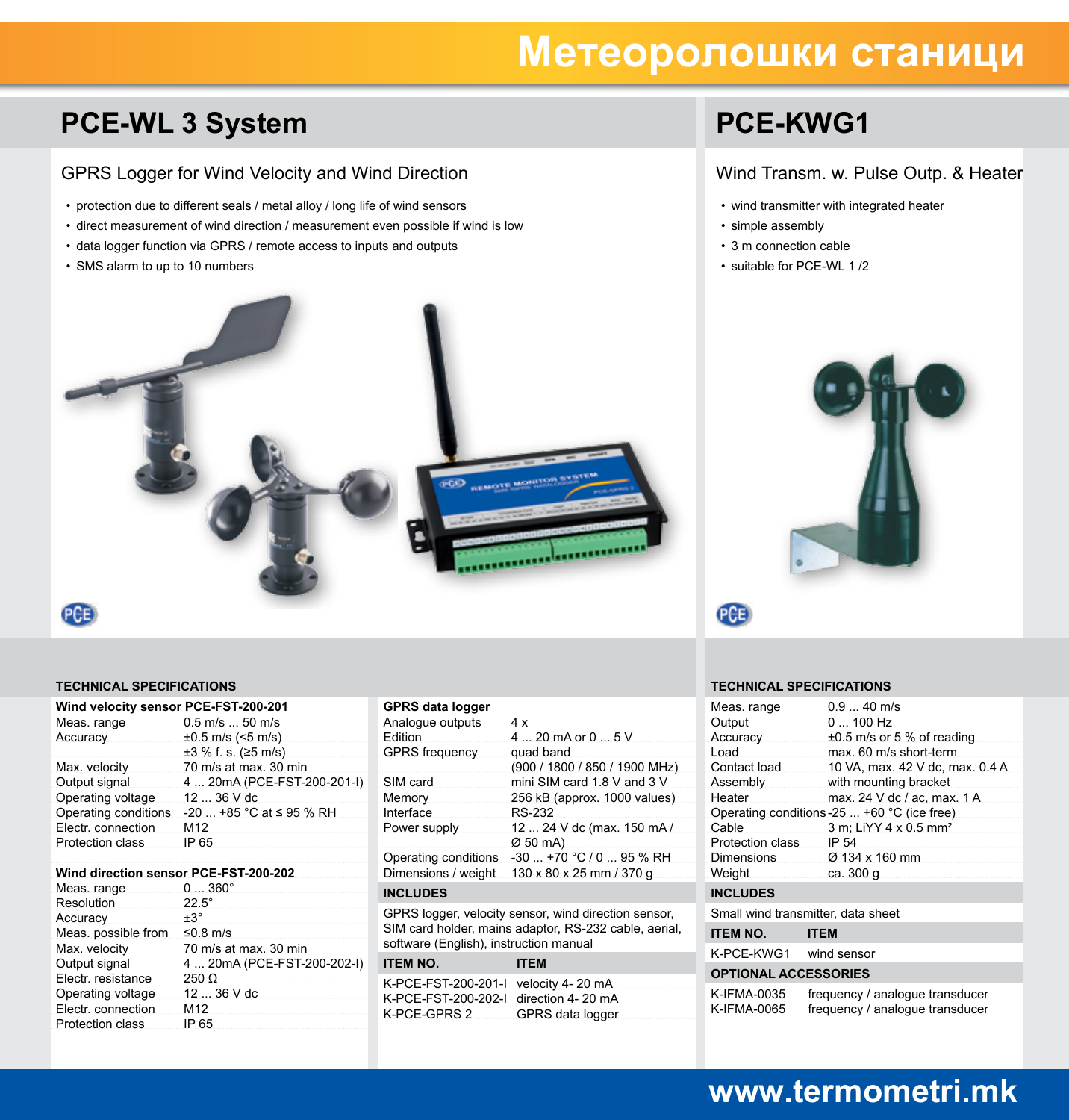# Метеоролошки станици

## PCE-WL 3 System

### GPRS Logger for Wind Velocity and Wind Direction

- protection due to different seals / metal alloy / long life of wind sensors
- direct measurement of wind direction / measurement even possible if wind is low
- data logger function via GPRS / remote access to inputs and outputs
- SMS alarm to up to 10 numbers

#### TECHNICAL SPECIFICATIONS

| Wind velocity sensor PCE-FST-200-201 | |
|---|---|
| Meas. range | 0.5 m/s ... 50 m/s |
| Accuracy | ±0.5 m/s (<5 m/s) |
| | ±3 % f. s. (≥5 m/s) |
| Max. velocity | 70 m/s at max. 30 min |
| Output signal | 4 ... 20mA (PCE-FST-200-201-I) |
| Operating voltage | 12 ... 36 V dc |
| Operating conditions | -20 ... +85 °C at ≤ 95 % RH |
| Electr. connection | M12 |
| Protection class | IP 65 |

| Wind direction sensor PCE-FST-200-202 | |
|---|---|
| Meas. range | 0 ... 360° |
| Resolution | 22.5° |
| Accuracy | ±3° |
| Meas. possible from | ≤0.8 m/s |
| Max. velocity | 70 m/s at max. 30 min |
| Output signal | 4 ... 20mA (PCE-FST-200-202-I) |
| Electr. resistance | 250 Ω |
| Operating voltage | 12 ... 36 V dc |
| Electr. connection | M12 |
| Protection class | IP 65 |

| GPRS data logger | |
|---|---|
| Analogue outputs | 4 x |
| Edition | 4 ... 20 mA or 0 ... 5 V |
| GPRS frequency | quad band (900 / 1800 / 850 / 1900 MHz) |
| SIM card | mini SIM card 1.8 V and 3 V |
| Memory | 256 kB (approx. 1000 values) |
| Interface | RS-232 |
| Power supply | 12 ... 24 V dc (max. 150 mA / Ø 50 mA) |
| Operating conditions | -30 ... +70 °C / 0 ... 95 % RH |
| Dimensions / weight | 130 x 80 x 25 mm / 370 g |

#### INCLUDES

GPRS logger, velocity sensor, wind direction sensor, SIM card holder, mains adaptor, RS-232 cable, aerial, software (English), instruction manual

| ITEM NO. | ITEM |
|---|---|
| K-PCE-FST-200-201-I | velocity 4- 20 mA |
| K-PCE-FST-200-202-I | direction 4- 20 mA |
| K-PCE-GPRS 2 | GPRS data logger |

## PCE-KWG1

### Wind Transm. w. Pulse Outp. & Heater

- wind transmitter with integrated heater
- simple assembly
- 3 m connection cable
- suitable for PCE-WL 1 /2

#### TECHNICAL SPECIFICATIONS

| | |
|---|---|
| Meas. range | 0.9 ... 40 m/s |
| Output | 0 ... 100 Hz |
| Accuracy | ±0.5 m/s or 5 % of reading |
| Load | max. 60 m/s short-term |
| Contact load | 10 VA, max. 42 V dc, max. 0.4 A |
| Assembly | with mounting bracket |
| Heater | max. 24 V dc / ac, max. 1 A |
| Operating conditions | -25 ... +60 °C (ice free) |
| Cable | 3 m; LiYY 4 x 0.5 mm² |
| Protection class | IP 54 |
| Dimensions | Ø 134 x 160 mm |
| Weight | ca. 300 g |

#### INCLUDES

Small wind transmitter, data sheet

| ITEM NO. | ITEM |
|---|---|
| K-PCE-KWG1 | wind sensor |

#### OPTIONAL ACCESSORIES

| | |
|---|---|
| K-IFMA-0035 | frequency / analogue transducer |
| K-IFMA-0065 | frequency / analogue transducer |

www.termometri.mk